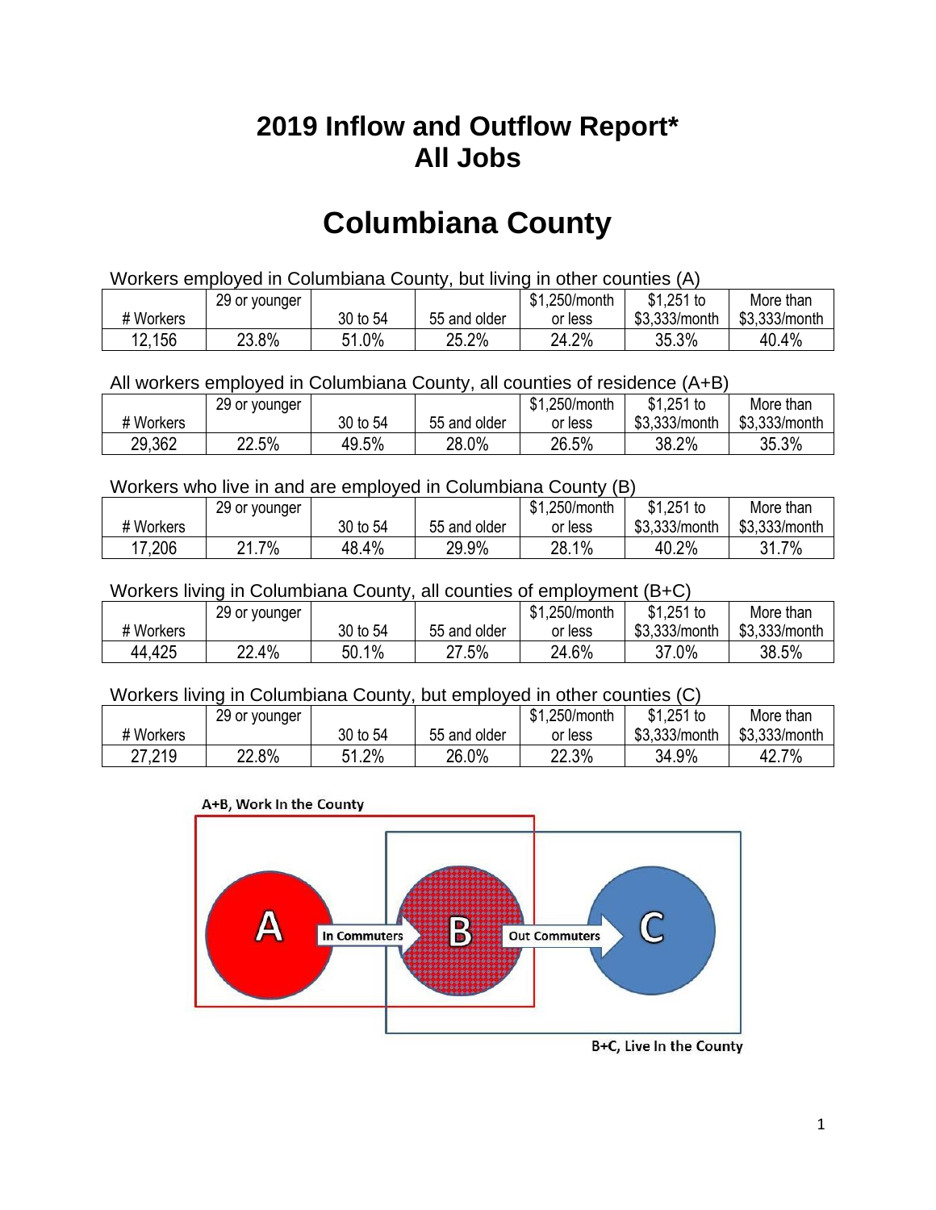# 2019 Inflow and Outflow Report*
# All Jobs

# Columbiana County

Workers employed in Columbiana County, but living in other counties (A)

| # Workers | 29 or younger | 30 to 54 | 55 and older | $1,250/month or less | $1,251 to $3,333/month | More than $3,333/month |
|---|---|---|---|---|---|---|
| 12,156 | 23.8% | 51.0% | 25.2% | 24.2% | 35.3% | 40.4% |

All workers employed in Columbiana County, all counties of residence (A+B)

| # Workers | 29 or younger | 30 to 54 | 55 and older | $1,250/month or less | $1,251 to $3,333/month | More than $3,333/month |
|---|---|---|---|---|---|---|
| 29,362 | 22.5% | 49.5% | 28.0% | 26.5% | 38.2% | 35.3% |

Workers who live in and are employed in Columbiana County (B)

| # Workers | 29 or younger | 30 to 54 | 55 and older | $1,250/month or less | $1,251 to $3,333/month | More than $3,333/month |
|---|---|---|---|---|---|---|
| 17,206 | 21.7% | 48.4% | 29.9% | 28.1% | 40.2% | 31.7% |

Workers living in Columbiana County, all counties of employment (B+C)

| # Workers | 29 or younger | 30 to 54 | 55 and older | $1,250/month or less | $1,251 to $3,333/month | More than $3,333/month |
|---|---|---|---|---|---|---|
| 44,425 | 22.4% | 50.1% | 27.5% | 24.6% | 37.0% | 38.5% |

Workers living in Columbiana County, but employed in other counties (C)

| # Workers | 29 or younger | 30 to 54 | 55 and older | $1,250/month or less | $1,251 to $3,333/month | More than $3,333/month |
|---|---|---|---|---|---|---|
| 27,219 | 22.8% | 51.2% | 26.0% | 22.3% | 34.9% | 42.7% |

A+B, Work In the County

A — In Commuters → B — Out Commuters → C

B+C, Live In the County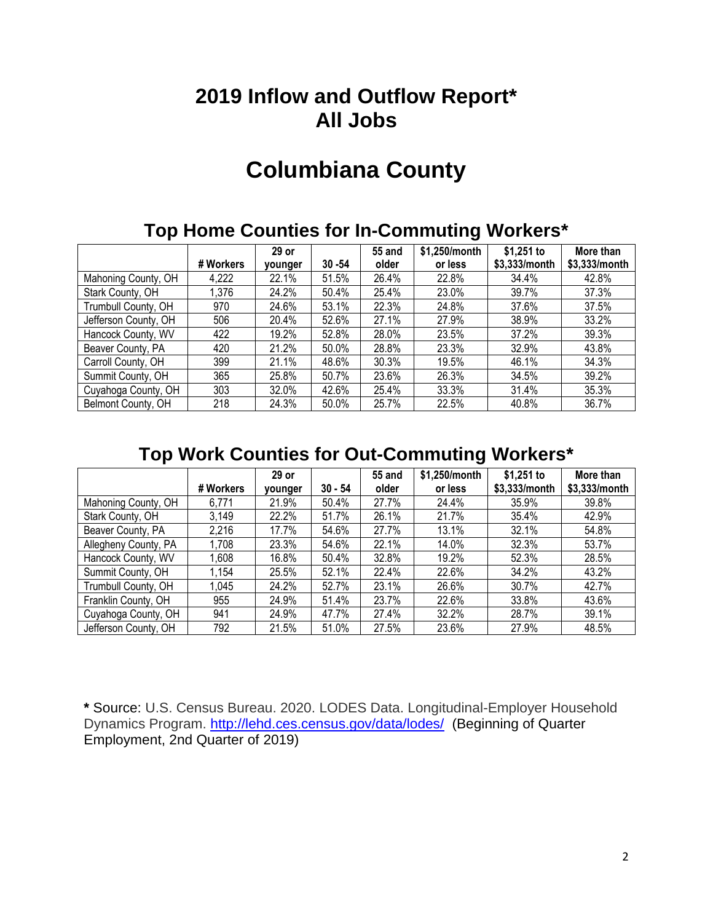# 2019 Inflow and Outflow Report*
# All Jobs

# Columbiana County

## Top Home Counties for In-Commuting Workers*

| | # Workers | 29 or younger | 30 -54 | 55 and older | $1,250/month or less | $1,251 to $3,333/month | More than $3,333/month |
|---|---|---|---|---|---|---|---|
| Mahoning County, OH | 4,222 | 22.1% | 51.5% | 26.4% | 22.8% | 34.4% | 42.8% |
| Stark County, OH | 1,376 | 24.2% | 50.4% | 25.4% | 23.0% | 39.7% | 37.3% |
| Trumbull County, OH | 970 | 24.6% | 53.1% | 22.3% | 24.8% | 37.6% | 37.5% |
| Jefferson County, OH | 506 | 20.4% | 52.6% | 27.1% | 27.9% | 38.9% | 33.2% |
| Hancock County, WV | 422 | 19.2% | 52.8% | 28.0% | 23.5% | 37.2% | 39.3% |
| Beaver County, PA | 420 | 21.2% | 50.0% | 28.8% | 23.3% | 32.9% | 43.8% |
| Carroll County, OH | 399 | 21.1% | 48.6% | 30.3% | 19.5% | 46.1% | 34.3% |
| Summit County, OH | 365 | 25.8% | 50.7% | 23.6% | 26.3% | 34.5% | 39.2% |
| Cuyahoga County, OH | 303 | 32.0% | 42.6% | 25.4% | 33.3% | 31.4% | 35.3% |
| Belmont County, OH | 218 | 24.3% | 50.0% | 25.7% | 22.5% | 40.8% | 36.7% |

## Top Work Counties for Out-Commuting Workers*

| | # Workers | 29 or younger | 30 - 54 | 55 and older | $1,250/month or less | $1,251 to $3,333/month | More than $3,333/month |
|---|---|---|---|---|---|---|---|
| Mahoning County, OH | 6,771 | 21.9% | 50.4% | 27.7% | 24.4% | 35.9% | 39.8% |
| Stark County, OH | 3,149 | 22.2% | 51.7% | 26.1% | 21.7% | 35.4% | 42.9% |
| Beaver County, PA | 2,216 | 17.7% | 54.6% | 27.7% | 13.1% | 32.1% | 54.8% |
| Allegheny County, PA | 1,708 | 23.3% | 54.6% | 22.1% | 14.0% | 32.3% | 53.7% |
| Hancock County, WV | 1,608 | 16.8% | 50.4% | 32.8% | 19.2% | 52.3% | 28.5% |
| Summit County, OH | 1,154 | 25.5% | 52.1% | 22.4% | 22.6% | 34.2% | 43.2% |
| Trumbull County, OH | 1,045 | 24.2% | 52.7% | 23.1% | 26.6% | 30.7% | 42.7% |
| Franklin County, OH | 955 | 24.9% | 51.4% | 23.7% | 22.6% | 33.8% | 43.6% |
| Cuyahoga County, OH | 941 | 24.9% | 47.7% | 27.4% | 32.2% | 28.7% | 39.1% |
| Jefferson County, OH | 792 | 21.5% | 51.0% | 27.5% | 23.6% | 27.9% | 48.5% |

**\*** Source: U.S. Census Bureau. 2020. LODES Data. Longitudinal-Employer Household Dynamics Program. http://lehd.ces.census.gov/data/lodes/ (Beginning of Quarter Employment, 2nd Quarter of 2019)